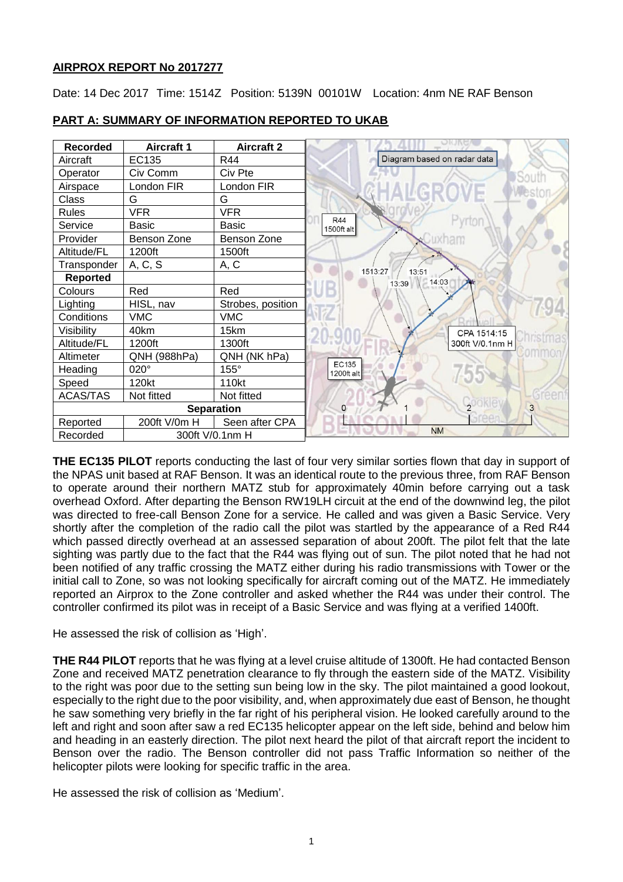**AIRPROX REPORT No 2017277**

Date: 14 Dec 2017 Time: 1514Z Position: 5139N 00101W Location: 4nm NE RAF Benson

**PART A: SUMMARY OF INFORMATION REPORTED TO UKAB**

| Recorded | Aircraft 1 | Aircraft 2 |
|---|---|---|
| Aircraft | EC135 | R44 |
| Operator | Civ Comm | Civ Pte |
| Airspace | London FIR | London FIR |
| Class | G | G |
| Rules | VFR | VFR |
| Service | Basic | Basic |
| Provider | Benson Zone | Benson Zone |
| Altitude/FL | 1200ft | 1500ft |
| Transponder | A, C, S | A, C |
| **Reported** | | |
| Colours | Red | Red |
| Lighting | HISL, nav | Strobes, position |
| Conditions | VMC | VMC |
| Visibility | 40km | 15km |
| Altitude/FL | 1200ft | 1300ft |
| Altimeter | QNH (988hPa) | QNH (NK hPa) |
| Heading | 020° | 155° |
| Speed | 120kt | 110kt |
| ACAS/TAS | Not fitted | Not fitted |
| **Separation** | | |
| Reported | 200ft V/0m H | Seen after CPA |
| Recorded | 300ft V/0.1nm H | |

Diagram based on radar data

R44 1500ft alt; EC135 1200ft alt; 1513:27; 13:39; 13:51; 14:03; CPA 1514:15 300ft V/0.1nm H

**THE EC135 PILOT** reports conducting the last of four very similar sorties flown that day in support of the NPAS unit based at RAF Benson. It was an identical route to the previous three, from RAF Benson to operate around their northern MATZ stub for approximately 40min before carrying out a task overhead Oxford. After departing the Benson RW19LH circuit at the end of the downwind leg, the pilot was directed to free-call Benson Zone for a service. He called and was given a Basic Service. Very shortly after the completion of the radio call the pilot was startled by the appearance of a Red R44 which passed directly overhead at an assessed separation of about 200ft. The pilot felt that the late sighting was partly due to the fact that the R44 was flying out of sun. The pilot noted that he had not been notified of any traffic crossing the MATZ either during his radio transmissions with Tower or the initial call to Zone, so was not looking specifically for aircraft coming out of the MATZ. He immediately reported an Airprox to the Zone controller and asked whether the R44 was under their control. The controller confirmed its pilot was in receipt of a Basic Service and was flying at a verified 1400ft.

He assessed the risk of collision as 'High'.

**THE R44 PILOT** reports that he was flying at a level cruise altitude of 1300ft. He had contacted Benson Zone and received MATZ penetration clearance to fly through the eastern side of the MATZ. Visibility to the right was poor due to the setting sun being low in the sky. The pilot maintained a good lookout, especially to the right due to the poor visibility, and, when approximately due east of Benson, he thought he saw something very briefly in the far right of his peripheral vision. He looked carefully around to the left and right and soon after saw a red EC135 helicopter appear on the left side, behind and below him and heading in an easterly direction. The pilot next heard the pilot of that aircraft report the incident to Benson over the radio. The Benson controller did not pass Traffic Information so neither of the helicopter pilots were looking for specific traffic in the area.

He assessed the risk of collision as 'Medium'.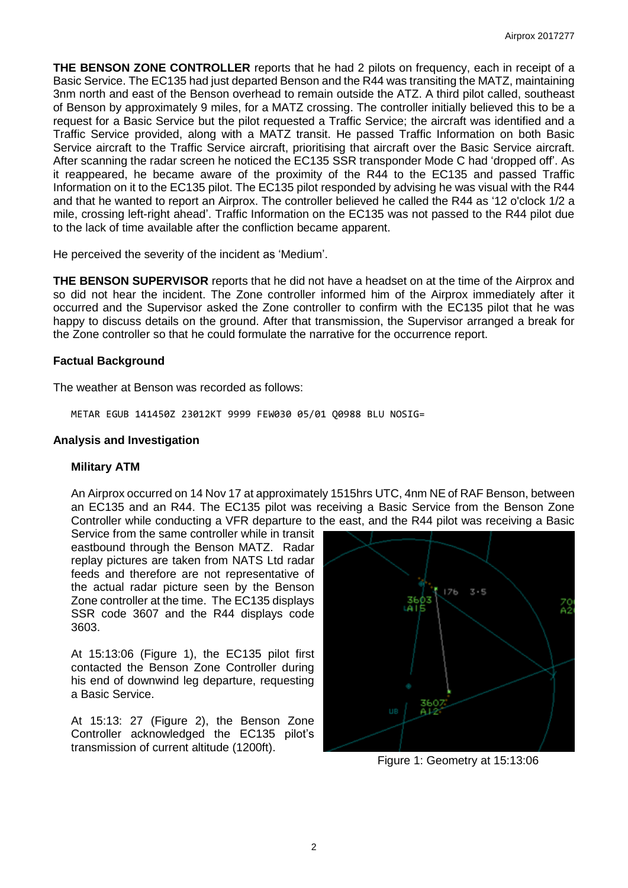**THE BENSON ZONE CONTROLLER** reports that he had 2 pilots on frequency, each in receipt of a Basic Service. The EC135 had just departed Benson and the R44 was transiting the MATZ, maintaining 3nm north and east of the Benson overhead to remain outside the ATZ. A third pilot called, southeast of Benson by approximately 9 miles, for a MATZ crossing. The controller initially believed this to be a request for a Basic Service but the pilot requested a Traffic Service; the aircraft was identified and a Traffic Service provided, along with a MATZ transit. He passed Traffic Information on both Basic Service aircraft to the Traffic Service aircraft, prioritising that aircraft over the Basic Service aircraft. After scanning the radar screen he noticed the EC135 SSR transponder Mode C had 'dropped off'. As it reappeared, he became aware of the proximity of the R44 to the EC135 and passed Traffic Information on it to the EC135 pilot. The EC135 pilot responded by advising he was visual with the R44 and that he wanted to report an Airprox. The controller believed he called the R44 as '12 o'clock 1/2 a mile, crossing left-right ahead'. Traffic Information on the EC135 was not passed to the R44 pilot due to the lack of time available after the confliction became apparent.

He perceived the severity of the incident as 'Medium'.

**THE BENSON SUPERVISOR** reports that he did not have a headset on at the time of the Airprox and so did not hear the incident. The Zone controller informed him of the Airprox immediately after it occurred and the Supervisor asked the Zone controller to confirm with the EC135 pilot that he was happy to discuss details on the ground. After that transmission, the Supervisor arranged a break for the Zone controller so that he could formulate the narrative for the occurrence report.

### Factual Background

The weather at Benson was recorded as follows:

```
METAR EGUB 141450Z 23012KT 9999 FEW030 05/01 Q0988 BLU NOSIG=
```

### Analysis and Investigation

#### Military ATM

An Airprox occurred on 14 Nov 17 at approximately 1515hrs UTC, 4nm NE of RAF Benson, between an EC135 and an R44. The EC135 pilot was receiving a Basic Service from the Benson Zone Controller while conducting a VFR departure to the east, and the R44 pilot was receiving a Basic Service from the same controller while in transit eastbound through the Benson MATZ. Radar replay pictures are taken from NATS Ltd radar feeds and therefore are not representative of the actual radar picture seen by the Benson Zone controller at the time. The EC135 displays SSR code 3607 and the R44 displays code 3603.

At 15:13:06 (Figure 1), the EC135 pilot first contacted the Benson Zone Controller during his end of downwind leg departure, requesting a Basic Service.

At 15:13: 27 (Figure 2), the Benson Zone Controller acknowledged the EC135 pilot's transmission of current altitude (1200ft).

Figure 1: Geometry at 15:13:06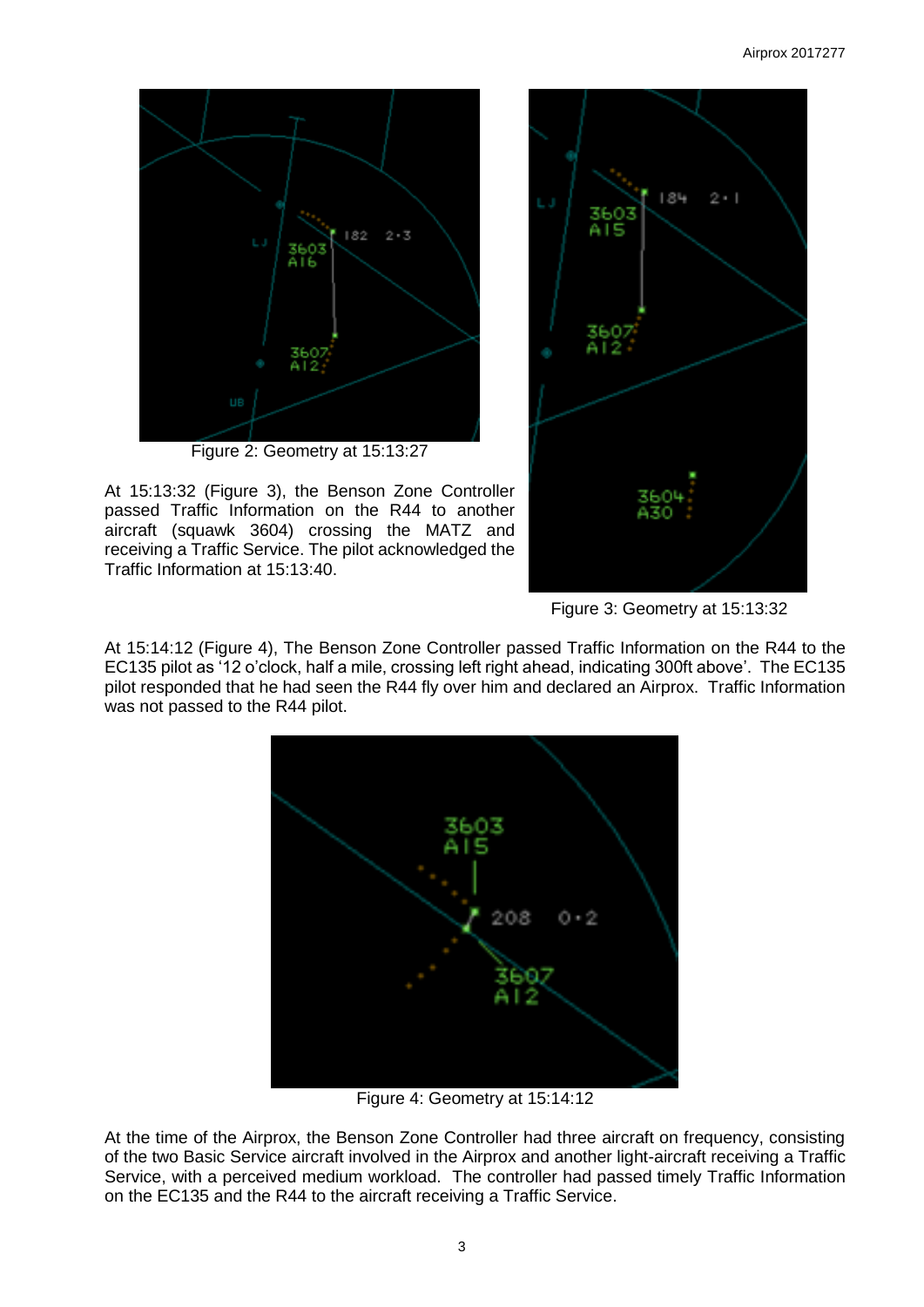Figure 2: Geometry at 15:13:27

At 15:13:32 (Figure 3), the Benson Zone Controller passed Traffic Information on the R44 to another aircraft (squawk 3604) crossing the MATZ and receiving a Traffic Service. The pilot acknowledged the Traffic Information at 15:13:40.

Figure 3: Geometry at 15:13:32

At 15:14:12 (Figure 4), The Benson Zone Controller passed Traffic Information on the R44 to the EC135 pilot as '12 o'clock, half a mile, crossing left right ahead, indicating 300ft above'. The EC135 pilot responded that he had seen the R44 fly over him and declared an Airprox. Traffic Information was not passed to the R44 pilot.

Figure 4: Geometry at 15:14:12

At the time of the Airprox, the Benson Zone Controller had three aircraft on frequency, consisting of the two Basic Service aircraft involved in the Airprox and another light-aircraft receiving a Traffic Service, with a perceived medium workload. The controller had passed timely Traffic Information on the EC135 and the R44 to the aircraft receiving a Traffic Service.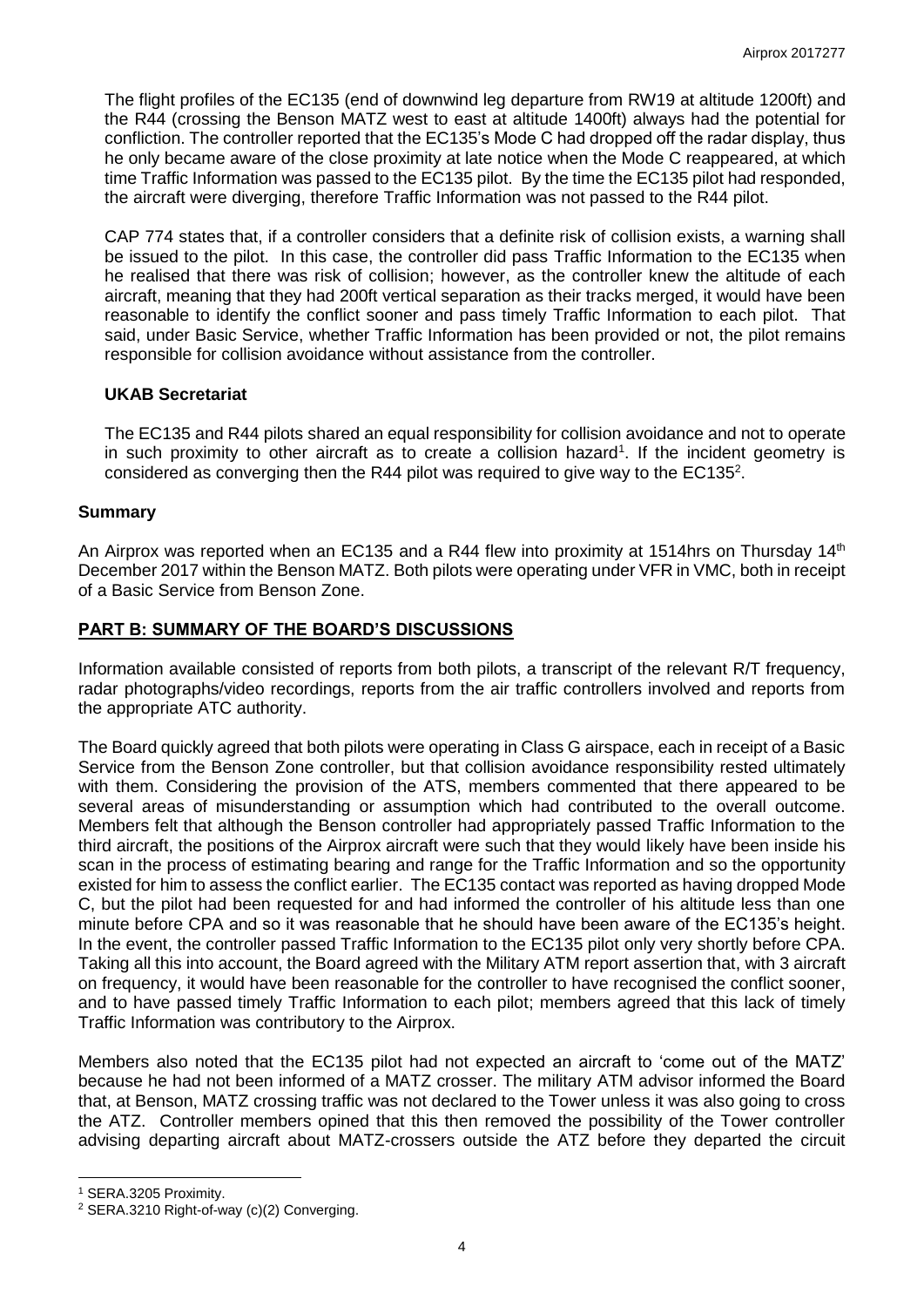The flight profiles of the EC135 (end of downwind leg departure from RW19 at altitude 1200ft) and the R44 (crossing the Benson MATZ west to east at altitude 1400ft) always had the potential for confliction. The controller reported that the EC135's Mode C had dropped off the radar display, thus he only became aware of the close proximity at late notice when the Mode C reappeared, at which time Traffic Information was passed to the EC135 pilot. By the time the EC135 pilot had responded, the aircraft were diverging, therefore Traffic Information was not passed to the R44 pilot.

CAP 774 states that, if a controller considers that a definite risk of collision exists, a warning shall be issued to the pilot. In this case, the controller did pass Traffic Information to the EC135 when he realised that there was risk of collision; however, as the controller knew the altitude of each aircraft, meaning that they had 200ft vertical separation as their tracks merged, it would have been reasonable to identify the conflict sooner and pass timely Traffic Information to each pilot. That said, under Basic Service, whether Traffic Information has been provided or not, the pilot remains responsible for collision avoidance without assistance from the controller.

### UKAB Secretariat

The EC135 and R44 pilots shared an equal responsibility for collision avoidance and not to operate in such proximity to other aircraft as to create a collision hazard[1]. If the incident geometry is considered as converging then the R44 pilot was required to give way to the EC135[2].

## Summary

An Airprox was reported when an EC135 and a R44 flew into proximity at 1514hrs on Thursday 14th December 2017 within the Benson MATZ. Both pilots were operating under VFR in VMC, both in receipt of a Basic Service from Benson Zone.

## PART B: SUMMARY OF THE BOARD'S DISCUSSIONS

Information available consisted of reports from both pilots, a transcript of the relevant R/T frequency, radar photographs/video recordings, reports from the air traffic controllers involved and reports from the appropriate ATC authority.

The Board quickly agreed that both pilots were operating in Class G airspace, each in receipt of a Basic Service from the Benson Zone controller, but that collision avoidance responsibility rested ultimately with them. Considering the provision of the ATS, members commented that there appeared to be several areas of misunderstanding or assumption which had contributed to the overall outcome. Members felt that although the Benson controller had appropriately passed Traffic Information to the third aircraft, the positions of the Airprox aircraft were such that they would likely have been inside his scan in the process of estimating bearing and range for the Traffic Information and so the opportunity existed for him to assess the conflict earlier. The EC135 contact was reported as having dropped Mode C, but the pilot had been requested for and had informed the controller of his altitude less than one minute before CPA and so it was reasonable that he should have been aware of the EC135's height. In the event, the controller passed Traffic Information to the EC135 pilot only very shortly before CPA. Taking all this into account, the Board agreed with the Military ATM report assertion that, with 3 aircraft on frequency, it would have been reasonable for the controller to have recognised the conflict sooner, and to have passed timely Traffic Information to each pilot; members agreed that this lack of timely Traffic Information was contributory to the Airprox.

Members also noted that the EC135 pilot had not expected an aircraft to 'come out of the MATZ' because he had not been informed of a MATZ crosser. The military ATM advisor informed the Board that, at Benson, MATZ crossing traffic was not declared to the Tower unless it was also going to cross the ATZ. Controller members opined that this then removed the possibility of the Tower controller advising departing aircraft about MATZ-crossers outside the ATZ before they departed the circuit

[1] SERA.3205 Proximity.

[2] SERA.3210 Right-of-way (c)(2) Converging.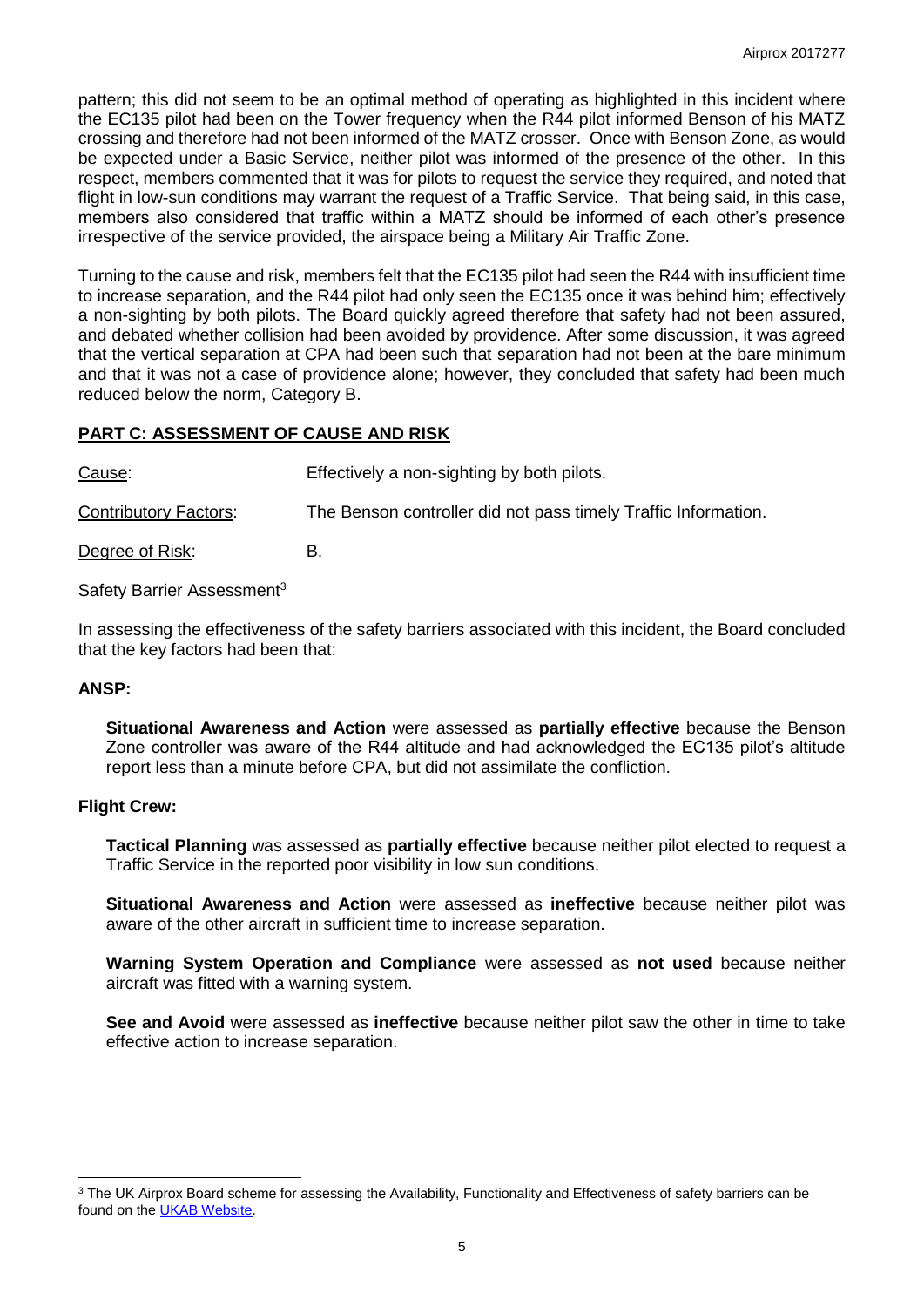pattern; this did not seem to be an optimal method of operating as highlighted in this incident where the EC135 pilot had been on the Tower frequency when the R44 pilot informed Benson of his MATZ crossing and therefore had not been informed of the MATZ crosser. Once with Benson Zone, as would be expected under a Basic Service, neither pilot was informed of the presence of the other. In this respect, members commented that it was for pilots to request the service they required, and noted that flight in low-sun conditions may warrant the request of a Traffic Service. That being said, in this case, members also considered that traffic within a MATZ should be informed of each other's presence irrespective of the service provided, the airspace being a Military Air Traffic Zone.

Turning to the cause and risk, members felt that the EC135 pilot had seen the R44 with insufficient time to increase separation, and the R44 pilot had only seen the EC135 once it was behind him; effectively a non-sighting by both pilots. The Board quickly agreed therefore that safety had not been assured, and debated whether collision had been avoided by providence. After some discussion, it was agreed that the vertical separation at CPA had been such that separation had not been at the bare minimum and that it was not a case of providence alone; however, they concluded that safety had been much reduced below the norm, Category B.

## PART C: ASSESSMENT OF CAUSE AND RISK

Cause: Effectively a non-sighting by both pilots.

Contributory Factors: The Benson controller did not pass timely Traffic Information.

Degree of Risk: B.

Safety Barrier Assessment[3]

In assessing the effectiveness of the safety barriers associated with this incident, the Board concluded that the key factors had been that:

### ANSP:

**Situational Awareness and Action** were assessed as **partially effective** because the Benson Zone controller was aware of the R44 altitude and had acknowledged the EC135 pilot's altitude report less than a minute before CPA, but did not assimilate the confliction.

### Flight Crew:

**Tactical Planning** was assessed as **partially effective** because neither pilot elected to request a Traffic Service in the reported poor visibility in low sun conditions.

**Situational Awareness and Action** were assessed as **ineffective** because neither pilot was aware of the other aircraft in sufficient time to increase separation.

**Warning System Operation and Compliance** were assessed as **not used** because neither aircraft was fitted with a warning system.

**See and Avoid** were assessed as **ineffective** because neither pilot saw the other in time to take effective action to increase separation.

[3] The UK Airprox Board scheme for assessing the Availability, Functionality and Effectiveness of safety barriers can be found on the UKAB Website.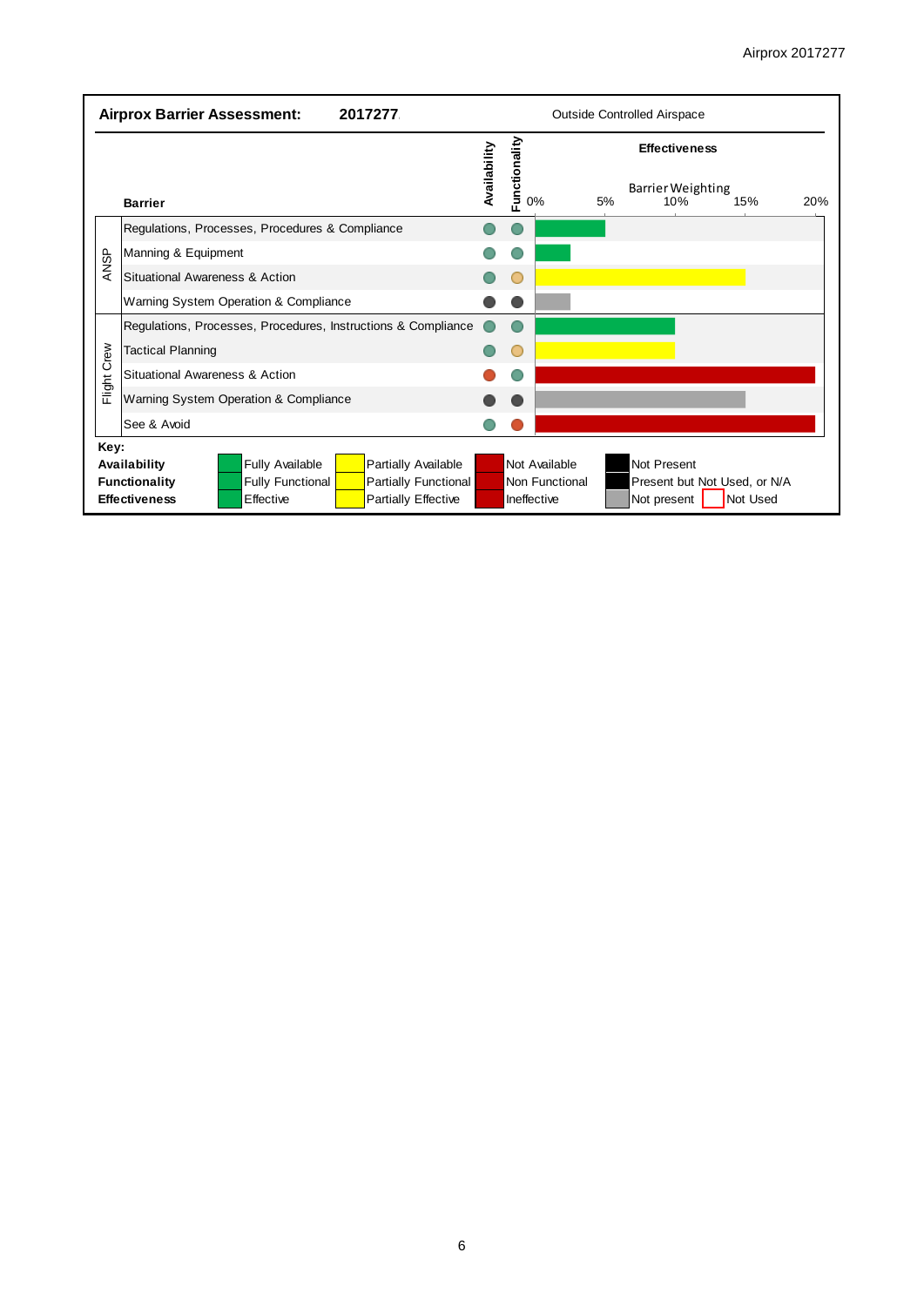**Airprox Barrier Assessment:** **2017277** Outside Controlled Airspace

Effectiveness

Barrier Weighting

0% 5% 10% 15% 20%

Barrier

Availability

Functionality

ANSP

Regulations, Processes, Procedures & Compliance

Manning & Equipment

Situational Awareness & Action

Warning System Operation & Compliance

Flight Crew

Regulations, Processes, Procedures, Instructions & Compliance

Tactical Planning

Situational Awareness & Action

Warning System Operation & Compliance

See & Avoid

Key:

**Availability** Fully Available Partially Available Not Available Not Present

**Functionality** Fully Functional Partially Functional Non Functional Present but Not Used, or N/A

**Effectiveness** Effective Partially Effective Ineffective Not present Not Used